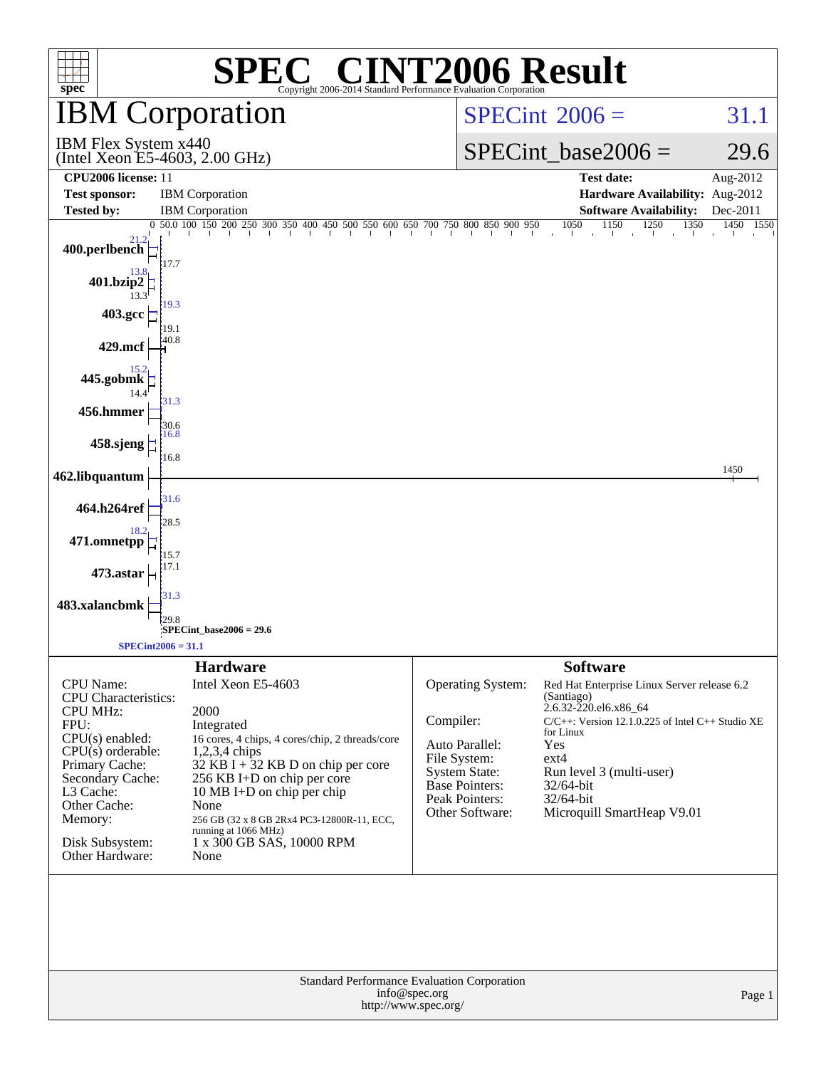# SPEC® CINT2006 Result

Copyright 2006-2014 Standard Performance Evaluation Corporation

## IBM Corporation

IBM Flex System x440
(Intel Xeon E5-4603, 2.00 GHz)

**SPECint 2006 = 31.1**

**SPECint_base2006 = 29.6**

| | | | |
|---|---|---|---|
| **CPU2006 license:** 11 | | **Test date:** | Aug-2012 |
| **Test sponsor:** | IBM Corporation | **Hardware Availability:** | Aug-2012 |
| **Tested by:** | IBM Corporation | **Software Availability:** | Dec-2011 |

| Benchmark | Peak | Base |
|---|---|---|
| 400.perlbench | 21.2 | 17.7 |
| 401.bzip2 | 13.8 | 13.3 |
| 403.gcc | 19.3 | 19.1 |
| 429.mcf | 40.8 | 40.8 |
| 445.gobmk | 15.2 | 14.4 |
| 456.hmmer | 31.3 | 30.6 |
| 458.sjeng | 16.8 | 16.8 |
| 462.libquantum | 1450 | 1450 |
| 464.h264ref | 31.6 | 28.5 |
| 471.omnetpp | 18.2 | 15.7 |
| 473.astar | 17.1 | 17.1 |
| 483.xalancbmk | 31.3 | 29.8 |

SPECint_base2006 = 29.6

SPECint2006 = 31.1

### Hardware

| | |
|---|---|
| CPU Name: | Intel Xeon E5-4603 |
| CPU Characteristics: | |
| CPU MHz: | 2000 |
| FPU: | Integrated |
| CPU(s) enabled: | 16 cores, 4 chips, 4 cores/chip, 2 threads/core |
| CPU(s) orderable: | 1,2,3,4 chips |
| Primary Cache: | 32 KB I + 32 KB D on chip per core |
| Secondary Cache: | 256 KB I+D on chip per core |
| L3 Cache: | 10 MB I+D on chip per chip |
| Other Cache: | None |
| Memory: | 256 GB (32 x 8 GB 2Rx4 PC3-12800R-11, ECC, running at 1066 MHz) |
| Disk Subsystem: | 1 x 300 GB SAS, 10000 RPM |
| Other Hardware: | None |

### Software

| | |
|---|---|
| Operating System: | Red Hat Enterprise Linux Server release 6.2 (Santiago) 2.6.32-220.el6.x86_64 |
| Compiler: | C/C++: Version 12.1.0.225 of Intel C++ Studio XE for Linux |
| Auto Parallel: | Yes |
| File System: | ext4 |
| System State: | Run level 3 (multi-user) |
| Base Pointers: | 32/64-bit |
| Peak Pointers: | 32/64-bit |
| Other Software: | Microquill SmartHeap V9.01 |

Standard Performance Evaluation Corporation
info@spec.org
http://www.spec.org/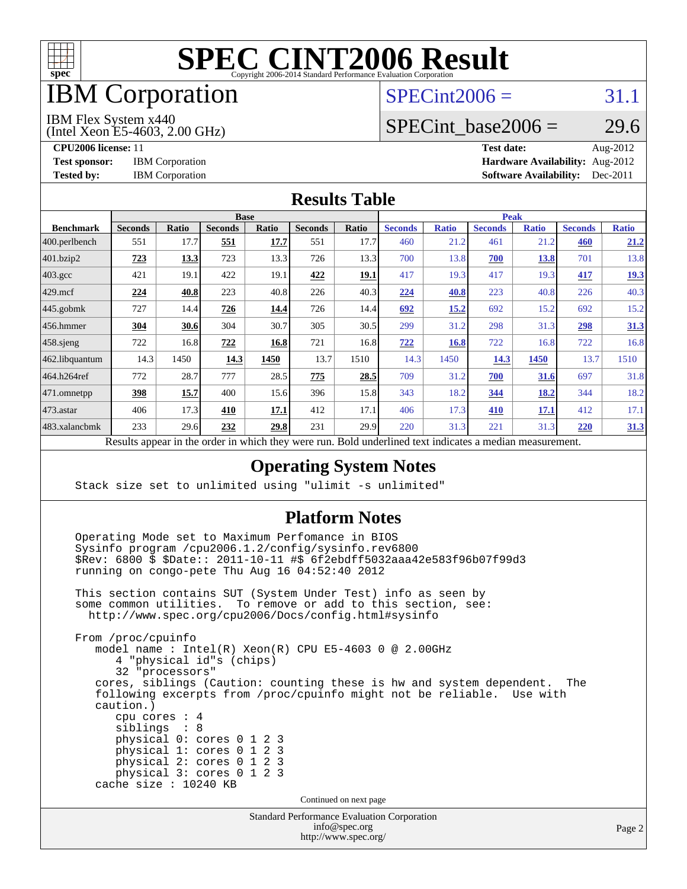# SPEC CINT2006 Result

Copyright 2006-2014 Standard Performance Evaluation Corporation

## IBM Corporation

IBM Flex System x440
(Intel Xeon E5-4603, 2.00 GHz)

SPECint2006 = 31.1

SPECint_base2006 = 29.6

**CPU2006 license:** 11
**Test sponsor:** IBM Corporation
**Tested by:** IBM Corporation

**Test date:** Aug-2012
**Hardware Availability:** Aug-2012
**Software Availability:** Dec-2011

## Results Table

| Benchmark | Base | | | | | | Peak | | | | | |
|---|---|---|---|---|---|---|---|---|---|---|---|---|
| | Seconds | Ratio | Seconds | Ratio | Seconds | Ratio | Seconds | Ratio | Seconds | Ratio | Seconds | Ratio |
| 400.perlbench | 551 | 17.7 | **551** | **17.7** | 551 | 17.7 | 460 | 21.2 | 461 | 21.2 | **460** | **21.2** |
| 401.bzip2 | **723** | **13.3** | 723 | 13.3 | 726 | 13.3 | 700 | 13.8 | **700** | **13.8** | 701 | 13.8 |
| 403.gcc | 421 | 19.1 | 422 | 19.1 | **422** | **19.1** | 417 | 19.3 | 417 | 19.3 | **417** | **19.3** |
| 429.mcf | **224** | **40.8** | 223 | 40.8 | 226 | 40.3 | **224** | **40.8** | 223 | 40.8 | 226 | 40.3 |
| 445.gobmk | 727 | 14.4 | **726** | **14.4** | 726 | 14.4 | **692** | **15.2** | 692 | 15.2 | 692 | 15.2 |
| 456.hmmer | **304** | **30.6** | 304 | 30.7 | 305 | 30.5 | 299 | 31.2 | 298 | 31.3 | **298** | **31.3** |
| 458.sjeng | 722 | 16.8 | **722** | **16.8** | 721 | 16.8 | **722** | **16.8** | 722 | 16.8 | 722 | 16.8 |
| 462.libquantum | 14.3 | 1450 | **14.3** | **1450** | 13.7 | 1510 | 14.3 | 1450 | **14.3** | **1450** | 13.7 | 1510 |
| 464.h264ref | 772 | 28.7 | 777 | 28.5 | **775** | **28.5** | 709 | 31.2 | **700** | **31.6** | 697 | 31.8 |
| 471.omnetpp | **398** | **15.7** | 400 | 15.6 | 396 | 15.8 | 343 | 18.2 | **344** | **18.2** | 344 | 18.2 |
| 473.astar | 406 | 17.3 | **410** | **17.1** | 412 | 17.1 | 406 | 17.3 | **410** | **17.1** | 412 | 17.1 |
| 483.xalancbmk | 233 | 29.6 | **232** | **29.8** | 231 | 29.9 | 220 | 31.3 | 221 | 31.3 | **220** | **31.3** |

Results appear in the order in which they were run. Bold underlined text indicates a median measurement.

## Operating System Notes

```
Stack size set to unlimited using "ulimit -s unlimited"
```

## Platform Notes

```
Operating Mode set to Maximum Perfomance in BIOS
Sysinfo program /cpu2006.1.2/config/sysinfo.rev6800
$Rev: 6800 $ $Date:: 2011-10-11 #$ 6f2ebdff5032aaa42e583f96b07f99d3
running on congo-pete Thu Aug 16 04:52:40 2012

This section contains SUT (System Under Test) info as seen by
some common utilities.  To remove or add to this section, see:
  http://www.spec.org/cpu2006/Docs/config.html#sysinfo

From /proc/cpuinfo
   model name : Intel(R) Xeon(R) CPU E5-4603 0 @ 2.00GHz
      4 "physical id"s (chips)
      32 "processors"
   cores, siblings (Caution: counting these is hw and system dependent.  The
   following excerpts from /proc/cpuinfo might not be reliable.  Use with
   caution.)
      cpu cores : 4
      siblings  : 8
      physical 0: cores 0 1 2 3
      physical 1: cores 0 1 2 3
      physical 2: cores 0 1 2 3
      physical 3: cores 0 1 2 3
   cache size : 10240 KB
```

Continued on next page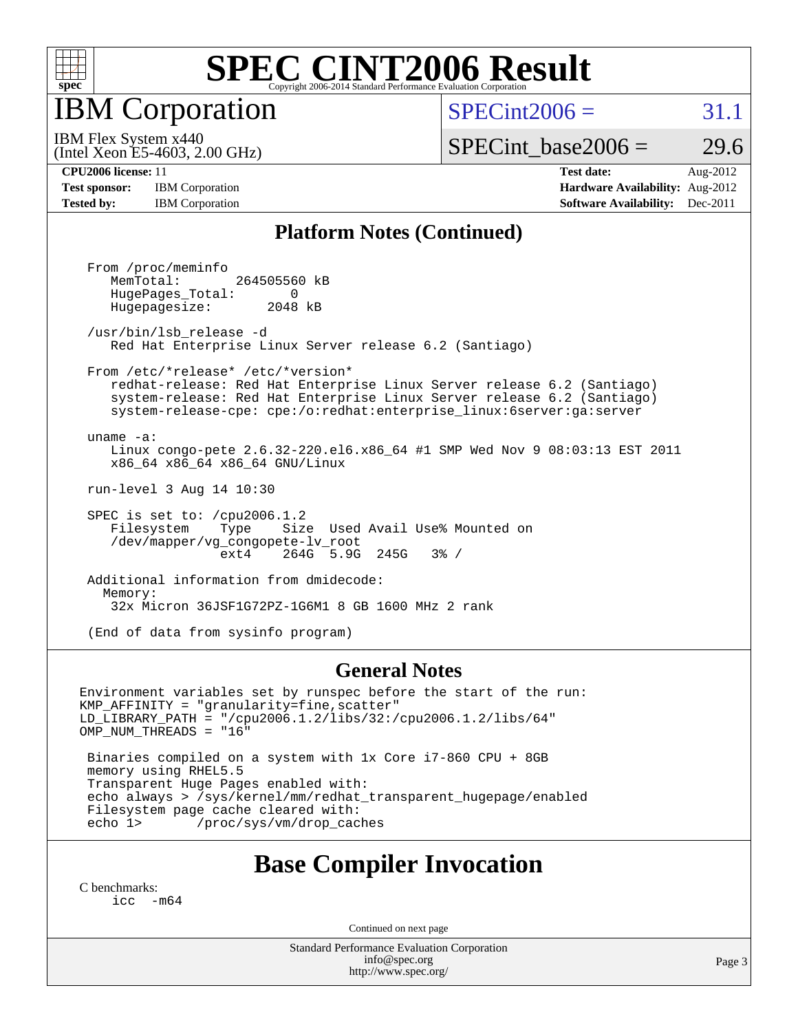# SPEC CINT2006 Result

Copyright 2006-2014 Standard Performance Evaluation Corporation

## IBM Corporation

IBM Flex System x440
(Intel Xeon E5-4603, 2.00 GHz)

SPECint2006 = 31.1

SPECint_base2006 = 29.6

**CPU2006 license:** 11
**Test sponsor:** IBM Corporation
**Tested by:** IBM Corporation

**Test date:** Aug-2012
**Hardware Availability:** Aug-2012
**Software Availability:** Dec-2011

## Platform Notes (Continued)

```
From /proc/meminfo
   MemTotal:       264505560 kB
   HugePages_Total:       0
   Hugepagesize:       2048 kB

/usr/bin/lsb_release -d
   Red Hat Enterprise Linux Server release 6.2 (Santiago)

From /etc/*release* /etc/*version*
   redhat-release: Red Hat Enterprise Linux Server release 6.2 (Santiago)
   system-release: Red Hat Enterprise Linux Server release 6.2 (Santiago)
   system-release-cpe: cpe:/o:redhat:enterprise_linux:6server:ga:server

uname -a:
   Linux congo-pete 2.6.32-220.el6.x86_64 #1 SMP Wed Nov 9 08:03:13 EST 2011
   x86_64 x86_64 x86_64 GNU/Linux

run-level 3 Aug 14 10:30

SPEC is set to: /cpu2006.1.2
   Filesystem     Type    Size  Used Avail Use% Mounted on
   /dev/mapper/vg_congopete-lv_root
                  ext4    264G  5.9G  245G   3% /

Additional information from dmidecode:
  Memory:
   32x Micron 36JSF1G72PZ-1G6M1 8 GB 1600 MHz 2 rank

(End of data from sysinfo program)
```

## General Notes

```
Environment variables set by runspec before the start of the run:
KMP_AFFINITY = "granularity=fine,scatter"
LD_LIBRARY_PATH = "/cpu2006.1.2/libs/32:/cpu2006.1.2/libs/64"
OMP_NUM_THREADS = "16"

 Binaries compiled on a system with 1x Core i7-860 CPU + 8GB
 memory using RHEL5.5
 Transparent Huge Pages enabled with:
 echo always > /sys/kernel/mm/redhat_transparent_hugepage/enabled
 Filesystem page cache cleared with:
 echo 1>       /proc/sys/vm/drop_caches
```

## Base Compiler Invocation

C benchmarks:

```
icc  -m64
```

Continued on next page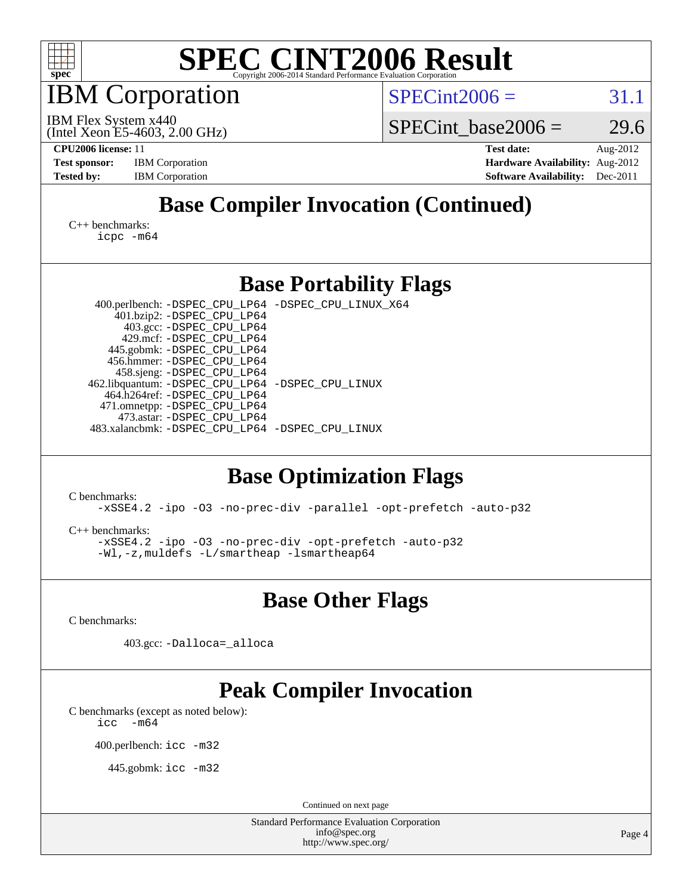# SPEC CINT2006 Result

Copyright 2006-2014 Standard Performance Evaluation Corporation

## IBM Corporation

IBM Flex System x440
(Intel Xeon E5-4603, 2.00 GHz)

SPECint2006 = 31.1

SPECint_base2006 = 29.6

**CPU2006 license:** 11
**Test sponsor:** IBM Corporation
**Tested by:** IBM Corporation

**Test date:** Aug-2012
**Hardware Availability:** Aug-2012
**Software Availability:** Dec-2011

## Base Compiler Invocation (Continued)

C++ benchmarks:
```
icpc -m64
```

## Base Portability Flags

| | |
|---|---|
| 400.perlbench: | -DSPEC_CPU_LP64 -DSPEC_CPU_LINUX_X64 |
| 401.bzip2: | -DSPEC_CPU_LP64 |
| 403.gcc: | -DSPEC_CPU_LP64 |
| 429.mcf: | -DSPEC_CPU_LP64 |
| 445.gobmk: | -DSPEC_CPU_LP64 |
| 456.hmmer: | -DSPEC_CPU_LP64 |
| 458.sjeng: | -DSPEC_CPU_LP64 |
| 462.libquantum: | -DSPEC_CPU_LP64 -DSPEC_CPU_LINUX |
| 464.h264ref: | -DSPEC_CPU_LP64 |
| 471.omnetpp: | -DSPEC_CPU_LP64 |
| 473.astar: | -DSPEC_CPU_LP64 |
| 483.xalancbmk: | -DSPEC_CPU_LP64 -DSPEC_CPU_LINUX |

## Base Optimization Flags

C benchmarks:
```
-xSSE4.2 -ipo -O3 -no-prec-div -parallel -opt-prefetch -auto-p32
```

C++ benchmarks:
```
-xSSE4.2 -ipo -O3 -no-prec-div -opt-prefetch -auto-p32
-Wl,-z,muldefs -L/smartheap -lsmartheap64
```

## Base Other Flags

C benchmarks:

403.gcc: `-Dalloca=_alloca`

## Peak Compiler Invocation

C benchmarks (except as noted below):
```
icc  -m64
```

400.perlbench: `icc -m32`

445.gobmk: `icc -m32`

Continued on next page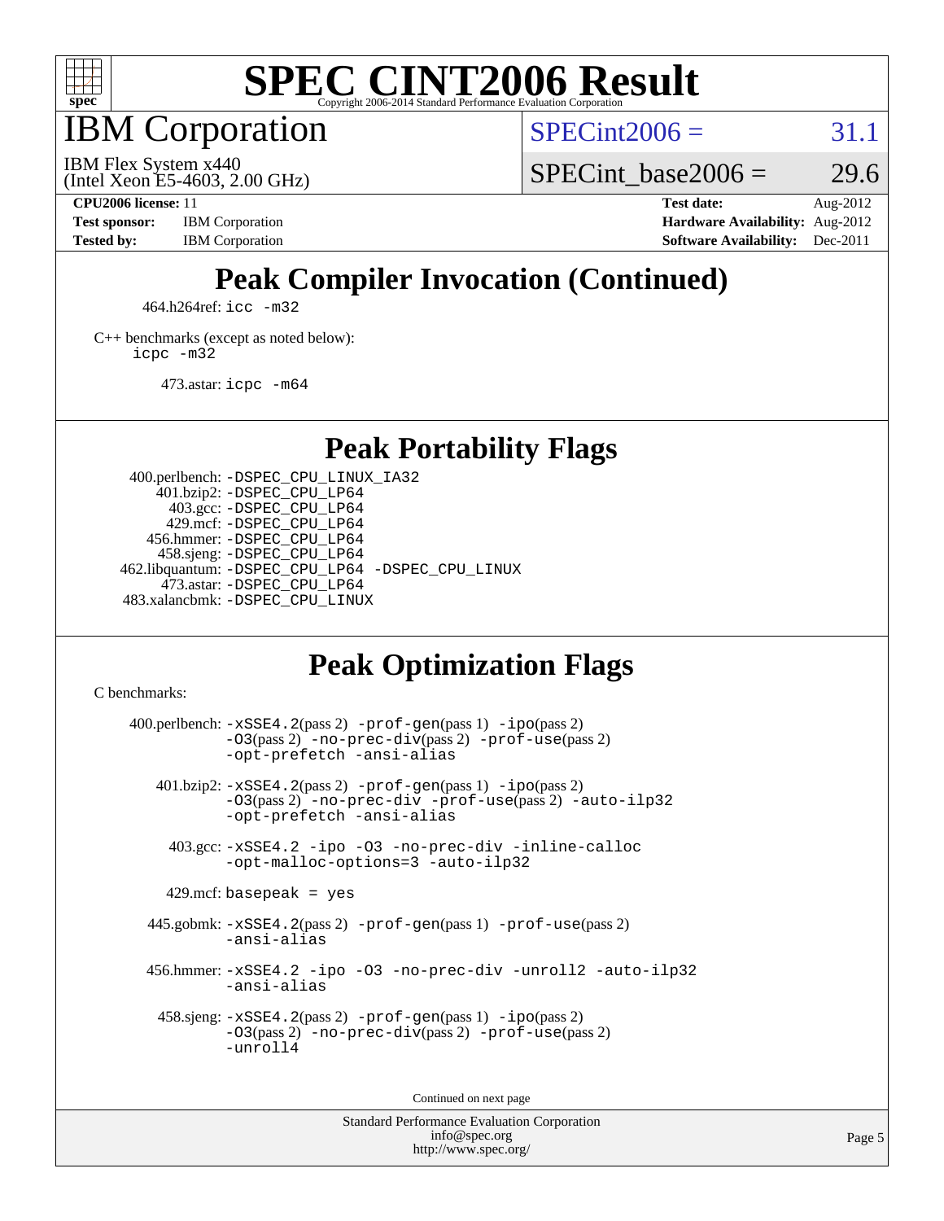# SPEC CINT2006 Result

## IBM Corporation

IBM Flex System x440
(Intel Xeon E5-4603, 2.00 GHz)

SPECint2006 = 31.1

SPECint_base2006 = 29.6

| | | | |
|---|---|---|---|
| **CPU2006 license:** 11 | | **Test date:** | Aug-2012 |
| **Test sponsor:** | IBM Corporation | **Hardware Availability:** | Aug-2012 |
| **Tested by:** | IBM Corporation | **Software Availability:** | Dec-2011 |

## Peak Compiler Invocation (Continued)

464.h264ref: `icc -m32`

C++ benchmarks (except as noted below):
`icpc -m32`

473.astar: `icpc -m64`

## Peak Portability Flags

400.perlbench: `-DSPEC_CPU_LINUX_IA32`
401.bzip2: `-DSPEC_CPU_LP64`
403.gcc: `-DSPEC_CPU_LP64`
429.mcf: `-DSPEC_CPU_LP64`
456.hmmer: `-DSPEC_CPU_LP64`
458.sjeng: `-DSPEC_CPU_LP64`
462.libquantum: `-DSPEC_CPU_LP64 -DSPEC_CPU_LINUX`
473.astar: `-DSPEC_CPU_LP64`
483.xalancbmk: `-DSPEC_CPU_LINUX`

## Peak Optimization Flags

C benchmarks:

400.perlbench: `-xSSE4.2`(pass 2) `-prof-gen`(pass 1) `-ipo`(pass 2) `-O3`(pass 2) `-no-prec-div`(pass 2) `-prof-use`(pass 2) `-opt-prefetch -ansi-alias`

401.bzip2: `-xSSE4.2`(pass 2) `-prof-gen`(pass 1) `-ipo`(pass 2) `-O3`(pass 2) `-no-prec-div -prof-use`(pass 2) `-auto-ilp32 -opt-prefetch -ansi-alias`

403.gcc: `-xSSE4.2 -ipo -O3 -no-prec-div -inline-calloc -opt-malloc-options=3 -auto-ilp32`

429.mcf: `basepeak = yes`

445.gobmk: `-xSSE4.2`(pass 2) `-prof-gen`(pass 1) `-prof-use`(pass 2) `-ansi-alias`

456.hmmer: `-xSSE4.2 -ipo -O3 -no-prec-div -unroll2 -auto-ilp32 -ansi-alias`

458.sjeng: `-xSSE4.2`(pass 2) `-prof-gen`(pass 1) `-ipo`(pass 2) `-O3`(pass 2) `-no-prec-div`(pass 2) `-prof-use`(pass 2) `-unroll4`

Continued on next page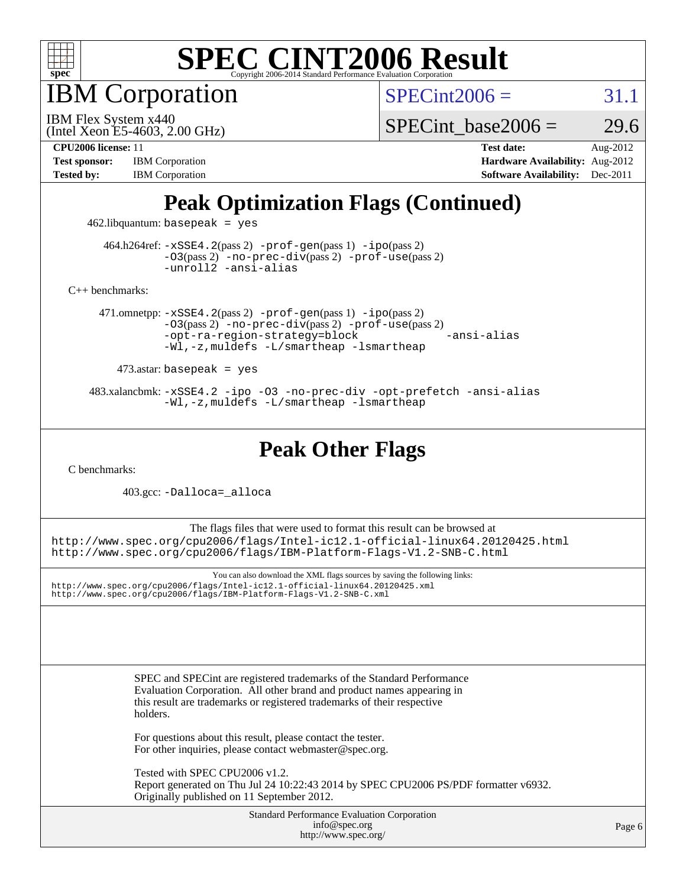# SPEC CINT2006 Result

Copyright 2006-2014 Standard Performance Evaluation Corporation

## IBM Corporation

IBM Flex System x440
(Intel Xeon E5-4603, 2.00 GHz)

SPECint2006 = 31.1

SPECint_base2006 = 29.6

| | | | |
|---|---|---|---|
| **CPU2006 license:** 11 | | **Test date:** | Aug-2012 |
| **Test sponsor:** | IBM Corporation | **Hardware Availability:** | Aug-2012 |
| **Tested by:** | IBM Corporation | **Software Availability:** | Dec-2011 |

## Peak Optimization Flags (Continued)

462.libquantum: basepeak = yes

464.h264ref: -xSSE4.2(pass 2) -prof-gen(pass 1) -ipo(pass 2) -O3(pass 2) -no-prec-div(pass 2) -prof-use(pass 2) -unroll2 -ansi-alias

C++ benchmarks:

471.omnetpp: -xSSE4.2(pass 2) -prof-gen(pass 1) -ipo(pass 2) -O3(pass 2) -no-prec-div(pass 2) -prof-use(pass 2) -opt-ra-region-strategy=block -ansi-alias -Wl,-z,muldefs -L/smartheap -lsmartheap

473.astar: basepeak = yes

483.xalancbmk: -xSSE4.2 -ipo -O3 -no-prec-div -opt-prefetch -ansi-alias -Wl,-z,muldefs -L/smartheap -lsmartheap

## Peak Other Flags

C benchmarks:

403.gcc: -Dalloca=_alloca

The flags files that were used to format this result can be browsed at
http://www.spec.org/cpu2006/flags/Intel-ic12.1-official-linux64.20120425.html
http://www.spec.org/cpu2006/flags/IBM-Platform-Flags-V1.2-SNB-C.html

You can also download the XML flags sources by saving the following links:
http://www.spec.org/cpu2006/flags/Intel-ic12.1-official-linux64.20120425.xml
http://www.spec.org/cpu2006/flags/IBM-Platform-Flags-V1.2-SNB-C.xml

SPEC and SPECint are registered trademarks of the Standard Performance Evaluation Corporation. All other brand and product names appearing in this result are trademarks or registered trademarks of their respective holders.

For questions about this result, please contact the tester.
For other inquiries, please contact webmaster@spec.org.

Tested with SPEC CPU2006 v1.2.
Report generated on Thu Jul 24 10:22:43 2014 by SPEC CPU2006 PS/PDF formatter v6932.
Originally published on 11 September 2012.

Standard Performance Evaluation Corporation
info@spec.org
http://www.spec.org/